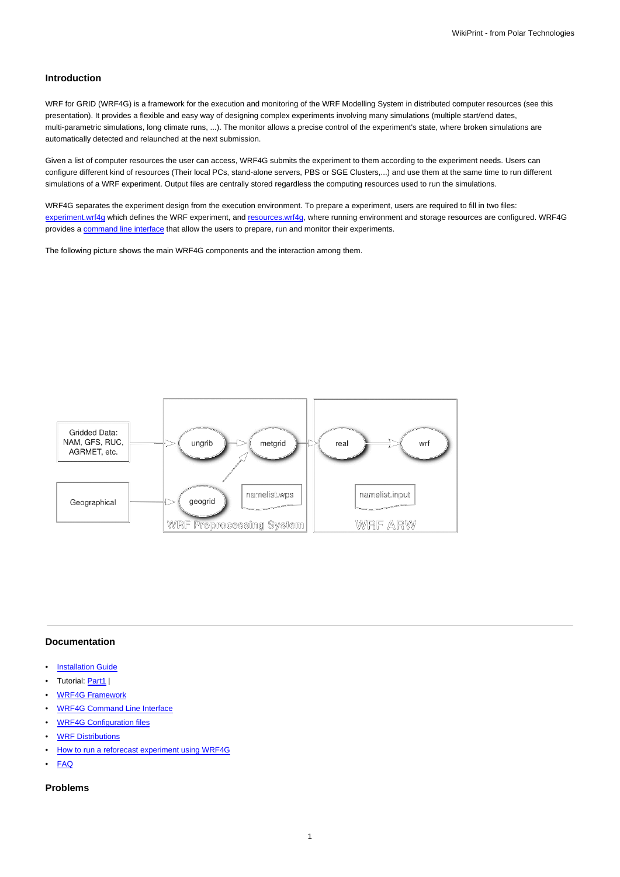## Introduction

WRF for GRID (WRF4G) is a framework for the execution and monitoring of the WRF Modelling System in distributed computer resources (see this presentation). It provides a flexible and easy way of designing complex experiments involving many simulations (multiple start/end dates, multi-parametric simulations, long climate runs, ...). The monitor allows a precise control of the experiment's state, where broken simulations are automatically detected and relaunched at the next submission.

Given a list of computer resources the user can access, WRF4G submits the experiment to them according to the experiment needs. Users can configure different kind of resources (Their local PCs, stand-alone servers, PBS or SGE Clusters,...) and use them at the same time to run different simulations of a WRF experiment. Output files are centrally stored regardless the computing resources used to run the simulations.

WRF4G separates the experiment design from the execution environment. To prepare a experiment, users are required to fill in two files: experiment.wrf4g which defines the WRF experiment, and resources.wrf4g, where running environment and storage resources are configured. WRF4G provides a command line interface that allow the users to prepare, run and monitor their experiments.

The following picture shows the main WRF4G components and the interaction among them.

---

## Documentation

- Installation Guide
- Tutorial: Part1 |
- WRF4G Framework
- WRF4G Command Line Interface
- WRF4G Configuration files
- WRF Distributions
- How to run a reforecast experiment using WRF4G
- FAQ

## Problems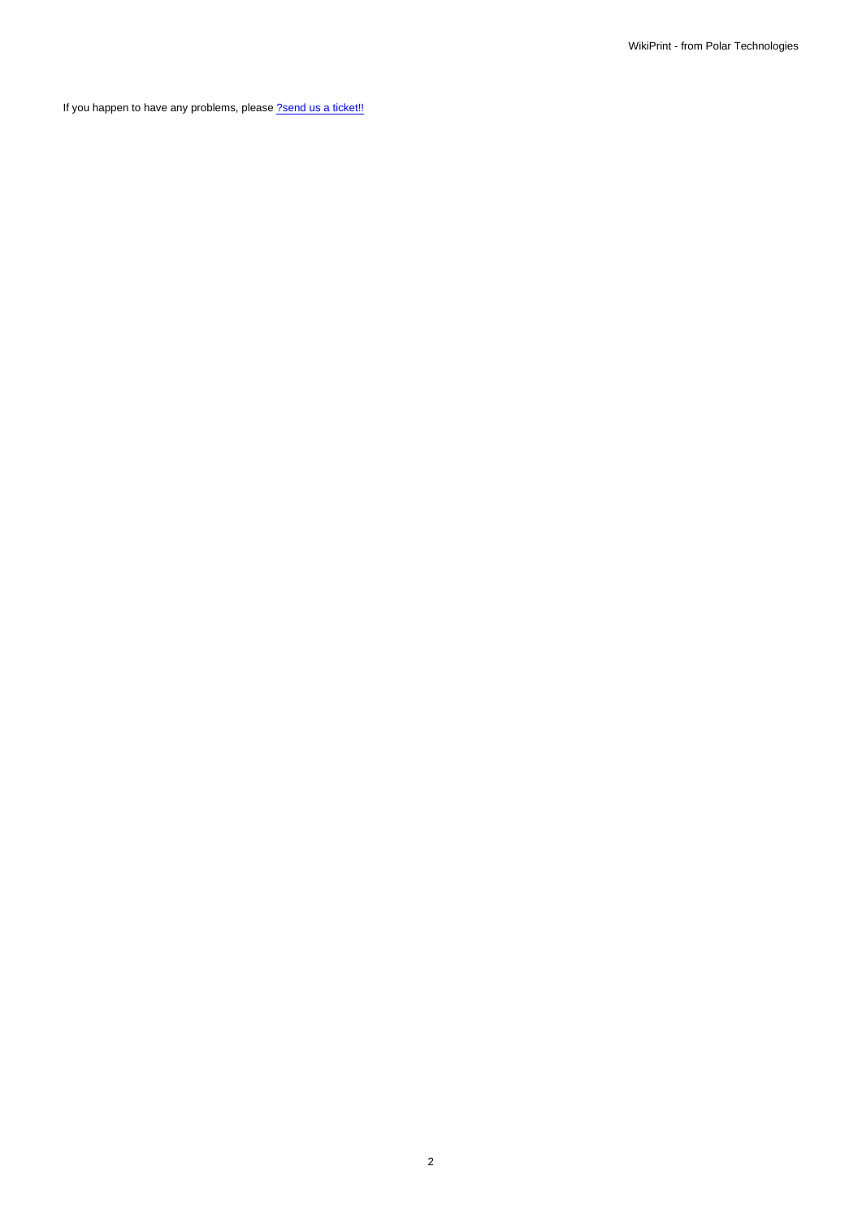If you happen to have any problems, please ?send us a ticket!!